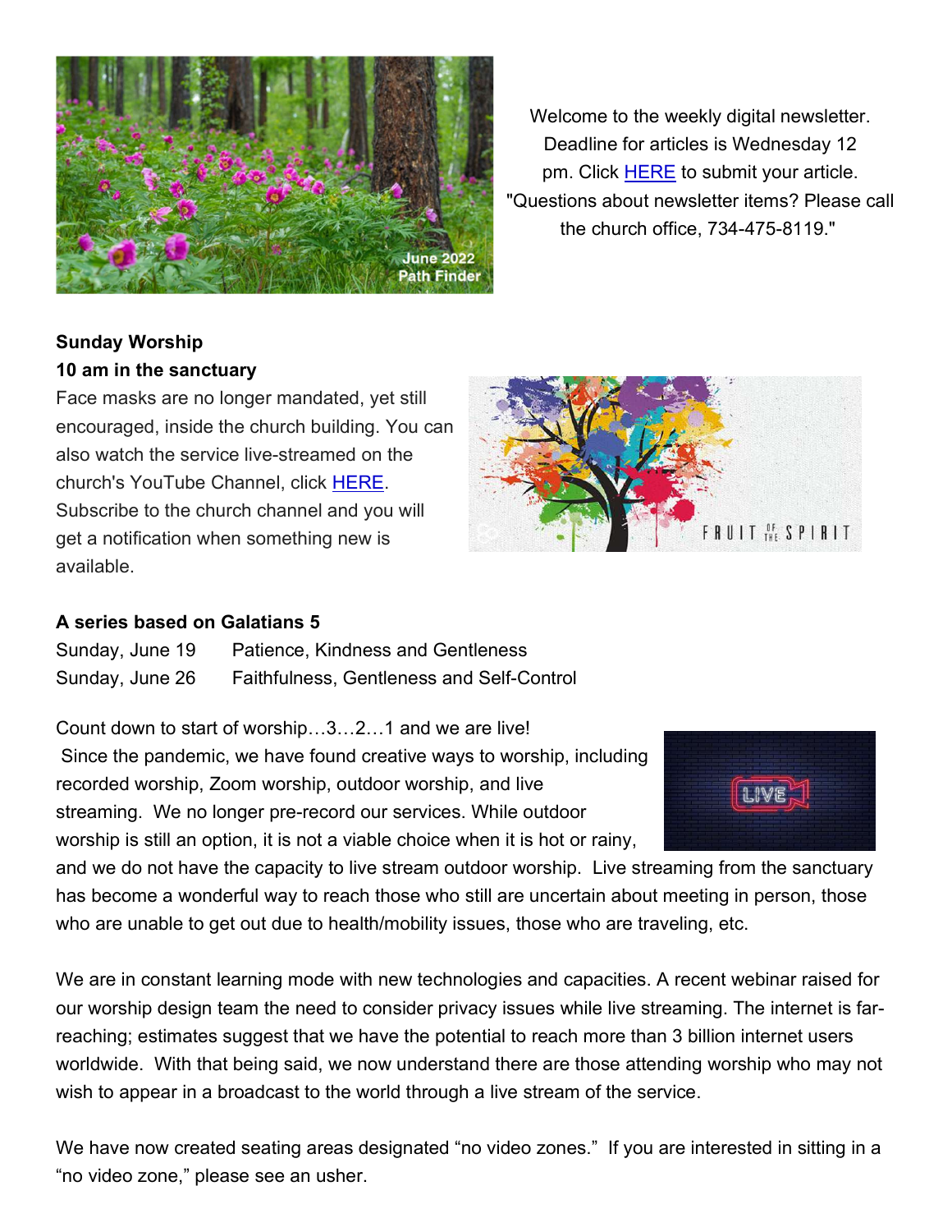Welcome to the weekly digital newsletter. Deadline for articles is Wednesday 12 pm. Click HERE to submit your article. "Questions about newsletter items? Please call the church office, 734-475-8119."

**Sunday Worship**
**10 am in the sanctuary**

Face masks are no longer mandated, yet still encouraged, inside the church building. You can also watch the service live-streamed on the church's YouTube Channel, click HERE. Subscribe to the church channel and you will get a notification when something new is available.

**A series based on Galatians 5**

| | |
|---|---|
| Sunday, June 19 | Patience, Kindness and Gentleness |
| Sunday, June 26 | Faithfulness, Gentleness and Self-Control |

Count down to start of worship…3…2…1 and we are live!
Since the pandemic, we have found creative ways to worship, including recorded worship, Zoom worship, outdoor worship, and live streaming. We no longer pre-record our services. While outdoor worship is still an option, it is not a viable choice when it is hot or rainy, and we do not have the capacity to live stream outdoor worship. Live streaming from the sanctuary has become a wonderful way to reach those who still are uncertain about meeting in person, those who are unable to get out due to health/mobility issues, those who are traveling, etc.

We are in constant learning mode with new technologies and capacities. A recent webinar raised for our worship design team the need to consider privacy issues while live streaming. The internet is far-reaching; estimates suggest that we have the potential to reach more than 3 billion internet users worldwide. With that being said, we now understand there are those attending worship who may not wish to appear in a broadcast to the world through a live stream of the service.

We have now created seating areas designated "no video zones." If you are interested in sitting in a "no video zone," please see an usher.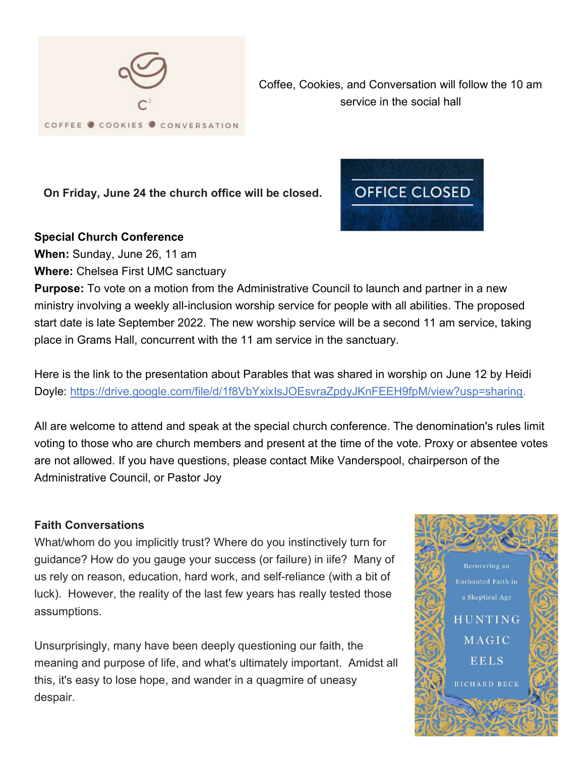Coffee, Cookies, and Conversation will follow the 10 am service in the social hall

**On Friday, June 24 the church office will be closed.**

**Special Church Conference**
**When:** Sunday, June 26, 11 am
**Where:** Chelsea First UMC sanctuary
**Purpose:** To vote on a motion from the Administrative Council to launch and partner in a new ministry involving a weekly all-inclusion worship service for people with all abilities. The proposed start date is late September 2022. The new worship service will be a second 11 am service, taking place in Grams Hall, concurrent with the 11 am service in the sanctuary.

Here is the link to the presentation about Parables that was shared in worship on June 12 by Heidi Doyle: https://drive.google.com/file/d/1f8VbYxixIsJOEsvraZpdyJKnFEEH9fpM/view?usp=sharing.

All are welcome to attend and speak at the special church conference. The denomination's rules limit voting to those who are church members and present at the time of the vote. Proxy or absentee votes are not allowed. If you have questions, please contact Mike Vanderspool, chairperson of the Administrative Council, or Pastor Joy

**Faith Conversations**
What/whom do you implicitly trust? Where do you instinctively turn for guidance? How do you gauge your success (or failure) in iife? Many of us rely on reason, education, hard work, and self-reliance (with a bit of luck). However, the reality of the last few years has really tested those assumptions.

Unsurprisingly, many have been deeply questioning our faith, the meaning and purpose of life, and what's ultimately important. Amidst all this, it's easy to lose hope, and wander in a quagmire of uneasy despair.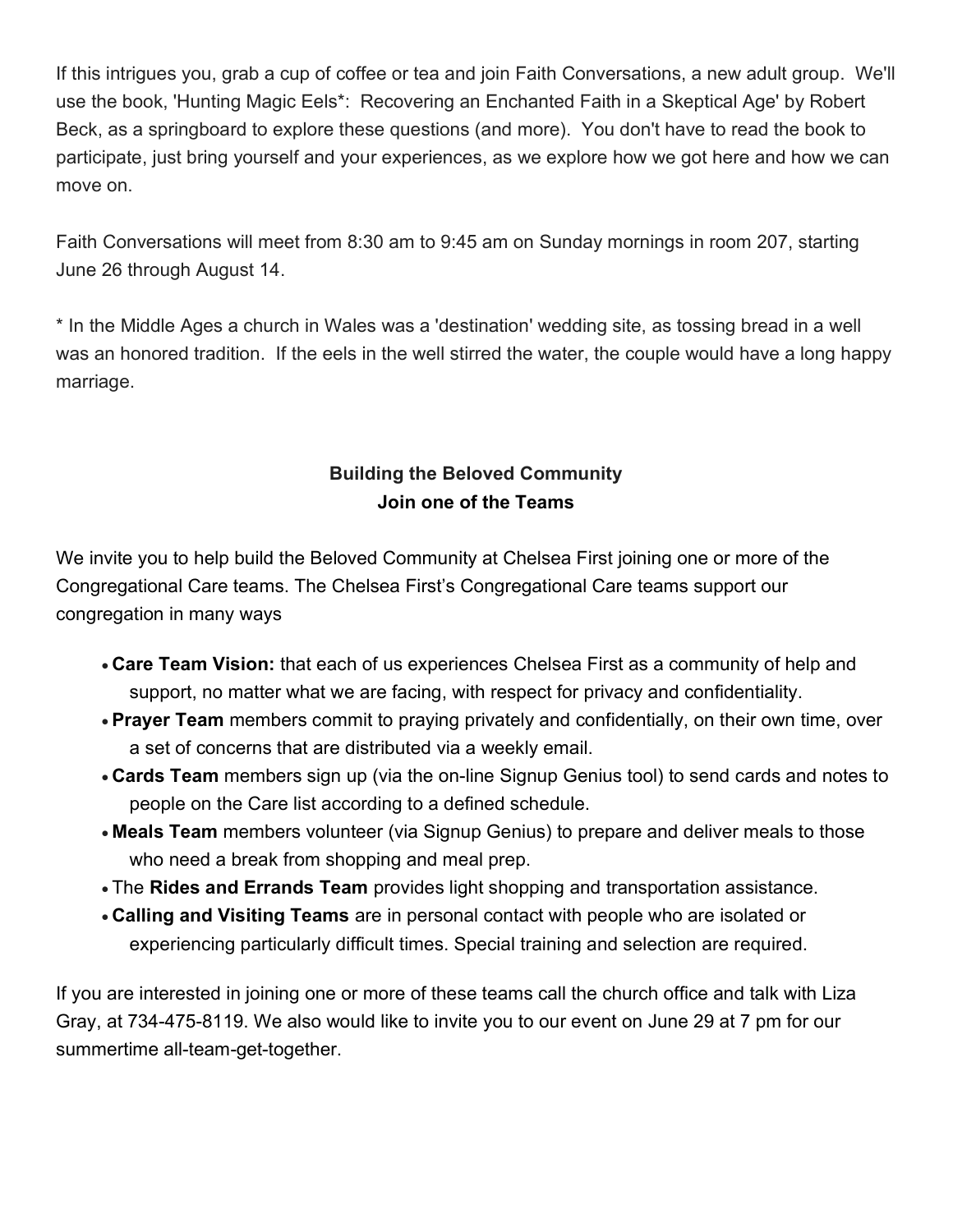If this intrigues you, grab a cup of coffee or tea and join Faith Conversations, a new adult group. We'll use the book, 'Hunting Magic Eels*: Recovering an Enchanted Faith in a Skeptical Age' by Robert Beck, as a springboard to explore these questions (and more). You don't have to read the book to participate, just bring yourself and your experiences, as we explore how we got here and how we can move on.

Faith Conversations will meet from 8:30 am to 9:45 am on Sunday mornings in room 207, starting June 26 through August 14.

* In the Middle Ages a church in Wales was a 'destination' wedding site, as tossing bread in a well was an honored tradition. If the eels in the well stirred the water, the couple would have a long happy marriage.

### Building the Beloved Community
### Join one of the Teams

We invite you to help build the Beloved Community at Chelsea First joining one or more of the Congregational Care teams. The Chelsea First's Congregational Care teams support our congregation in many ways

- **Care Team Vision:** that each of us experiences Chelsea First as a community of help and support, no matter what we are facing, with respect for privacy and confidentiality.
- **Prayer Team** members commit to praying privately and confidentially, on their own time, over a set of concerns that are distributed via a weekly email.
- **Cards Team** members sign up (via the on-line Signup Genius tool) to send cards and notes to people on the Care list according to a defined schedule.
- **Meals Team** members volunteer (via Signup Genius) to prepare and deliver meals to those who need a break from shopping and meal prep.
- The **Rides and Errands Team** provides light shopping and transportation assistance.
- **Calling and Visiting Teams** are in personal contact with people who are isolated or experiencing particularly difficult times. Special training and selection are required.

If you are interested in joining one or more of these teams call the church office and talk with Liza Gray, at 734-475-8119. We also would like to invite you to our event on June 29 at 7 pm for our summertime all-team-get-together.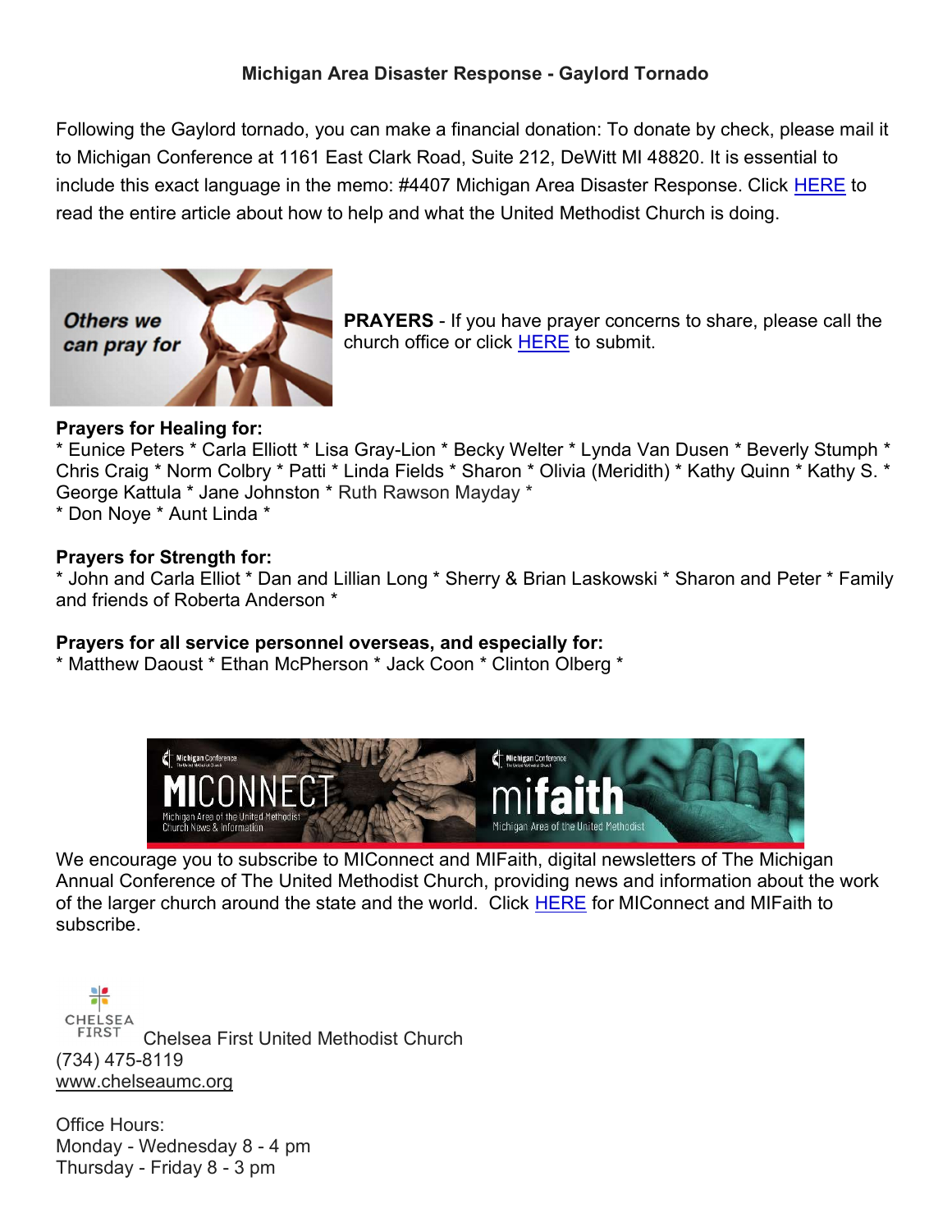**Michigan Area Disaster Response - Gaylord Tornado**

Following the Gaylord tornado, you can make a financial donation: To donate by check, please mail it to Michigan Conference at 1161 East Clark Road, Suite 212, DeWitt MI 48820. It is essential to include this exact language in the memo: #4407 Michigan Area Disaster Response. Click HERE to read the entire article about how to help and what the United Methodist Church is doing.

**PRAYERS** - If you have prayer concerns to share, please call the church office or click HERE to submit.

**Prayers for Healing for:**
* Eunice Peters * Carla Elliott * Lisa Gray-Lion * Becky Welter * Lynda Van Dusen * Beverly Stumph * Chris Craig * Norm Colbry * Patti * Linda Fields * Sharon * Olivia (Meridith) * Kathy Quinn * Kathy S. * George Kattula * Jane Johnston * Ruth Rawson Mayday *
* Don Noye * Aunt Linda *

**Prayers for Strength for:**
* John and Carla Elliot * Dan and Lillian Long * Sherry & Brian Laskowski * Sharon and Peter * Family and friends of Roberta Anderson *

**Prayers for all service personnel overseas, and especially for:**
* Matthew Daoust * Ethan McPherson * Jack Coon * Clinton Olberg *

We encourage you to subscribe to MIConnect and MIFaith, digital newsletters of The Michigan Annual Conference of The United Methodist Church, providing news and information about the work of the larger church around the state and the world. Click HERE for MIConnect and MIFaith to subscribe.

Chelsea First United Methodist Church
(734) 475-8119
www.chelseaumc.org

Office Hours:
Monday - Wednesday 8 - 4 pm
Thursday - Friday 8 - 3 pm